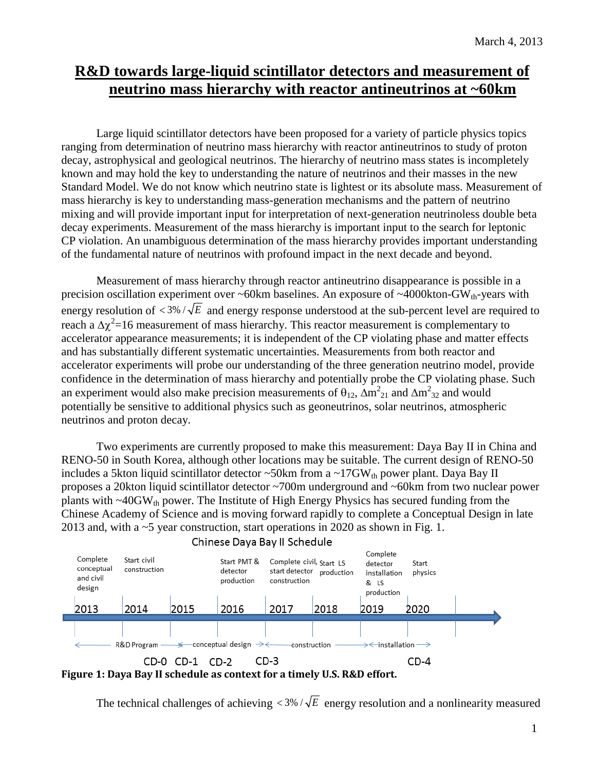March 4, 2013

# R&D towards large-liquid scintillator detectors and measurement of neutrino mass hierarchy with reactor antineutrinos at ~60km

Large liquid scintillator detectors have been proposed for a variety of particle physics topics ranging from determination of neutrino mass hierarchy with reactor antineutrinos to study of proton decay, astrophysical and geological neutrinos. The hierarchy of neutrino mass states is incompletely known and may hold the key to understanding the nature of neutrinos and their masses in the new Standard Model. We do not know which neutrino state is lightest or its absolute mass. Measurement of mass hierarchy is key to understanding mass-generation mechanisms and the pattern of neutrino mixing and will provide important input for interpretation of next-generation neutrinoless double beta decay experiments. Measurement of the mass hierarchy is important input to the search for leptonic CP violation. An unambiguous determination of the mass hierarchy provides important understanding of the fundamental nature of neutrinos with profound impact in the next decade and beyond.

Measurement of mass hierarchy through reactor antineutrino disappearance is possible in a precision oscillation experiment over ~60km baselines. An exposure of ~4000kton-$GW_{th}$-years with energy resolution of $< 3\%/\sqrt{E}$ and energy response understood at the sub-percent level are required to reach a $\Delta\chi^2$=16 measurement of mass hierarchy. This reactor measurement is complementary to accelerator appearance measurements; it is independent of the CP violating phase and matter effects and has substantially different systematic uncertainties. Measurements from both reactor and accelerator experiments will probe our understanding of the three generation neutrino model, provide confidence in the determination of mass hierarchy and potentially probe the CP violating phase. Such an experiment would also make precision measurements of $\theta_{12}$, $\Delta m^2_{21}$ and $\Delta m^2_{32}$ and would potentially be sensitive to additional physics such as geoneutrinos, solar neutrinos, atmospheric neutrinos and proton decay.

Two experiments are currently proposed to make this measurement: Daya Bay II in China and RENO-50 in South Korea, although other locations may be suitable. The current design of RENO-50 includes a 5kton liquid scintillator detector ~50km from a ~17$GW_{th}$ power plant. Daya Bay II proposes a 20kton liquid scintillator detector ~700m underground and ~60km from two nuclear power plants with ~40$GW_{th}$ power. The Institute of High Energy Physics has secured funding from the Chinese Academy of Science and is moving forward rapidly to complete a Conceptual Design in late 2013 and, with a ~5 year construction, start operations in 2020 as shown in Fig. 1.

Chinese Daya Bay II Schedule

| 2013 | 2014 | 2015 | 2016 | 2017 | 2018 | 2019 | 2020 |
|---|---|---|---|---|---|---|---|
| Complete conceptual and civil design | Start civil construction | | Start PMT & detector production | Complete civil, start detector construction | Start LS production | Complete detector installation & LS production | Start physics |

R&D Program → conceptual design → construction → installation

CD-0 CD-1 CD-2 CD-3 CD-4

**Figure 1: Daya Bay II schedule as context for a timely U.S. R&D effort.**

The technical challenges of achieving $< 3\%/\sqrt{E}$ energy resolution and a nonlinearity measured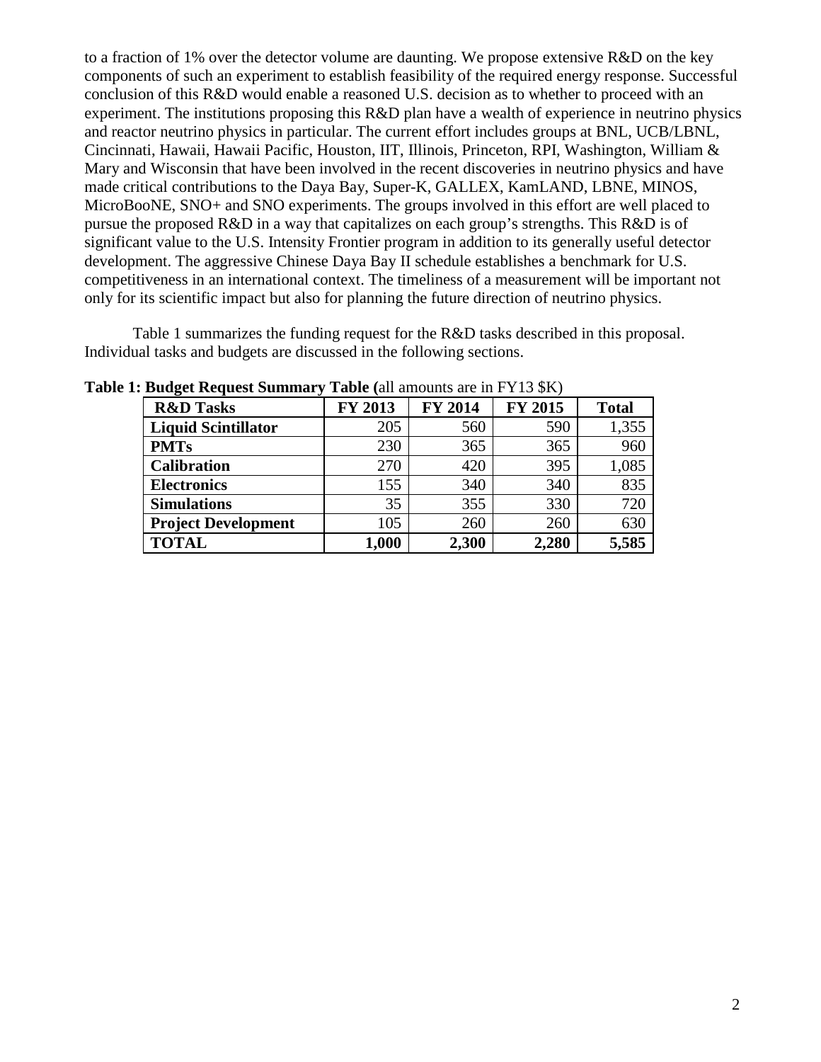to a fraction of 1% over the detector volume are daunting. We propose extensive R&D on the key components of such an experiment to establish feasibility of the required energy response. Successful conclusion of this R&D would enable a reasoned U.S. decision as to whether to proceed with an experiment. The institutions proposing this R&D plan have a wealth of experience in neutrino physics and reactor neutrino physics in particular. The current effort includes groups at BNL, UCB/LBNL, Cincinnati, Hawaii, Hawaii Pacific, Houston, IIT, Illinois, Princeton, RPI, Washington, William & Mary and Wisconsin that have been involved in the recent discoveries in neutrino physics and have made critical contributions to the Daya Bay, Super-K, GALLEX, KamLAND, LBNE, MINOS, MicroBooNE, SNO+ and SNO experiments. The groups involved in this effort are well placed to pursue the proposed R&D in a way that capitalizes on each group's strengths. This R&D is of significant value to the U.S. Intensity Frontier program in addition to its generally useful detector development. The aggressive Chinese Daya Bay II schedule establishes a benchmark for U.S. competitiveness in an international context. The timeliness of a measurement will be important not only for its scientific impact but also for planning the future direction of neutrino physics.

Table 1 summarizes the funding request for the R&D tasks described in this proposal. Individual tasks and budgets are discussed in the following sections.

**Table 1: Budget Request Summary Table (**all amounts are in FY13 $K)

| R&D Tasks | FY 2013 | FY 2014 | FY 2015 | Total |
|---|---|---|---|---|
| **Liquid Scintillator** | 205 | 560 | 590 | 1,355 |
| **PMTs** | 230 | 365 | 365 | 960 |
| **Calibration** | 270 | 420 | 395 | 1,085 |
| **Electronics** | 155 | 340 | 340 | 835 |
| **Simulations** | 35 | 355 | 330 | 720 |
| **Project Development** | 105 | 260 | 260 | 630 |
| **TOTAL** | **1,000** | **2,300** | **2,280** | **5,585** |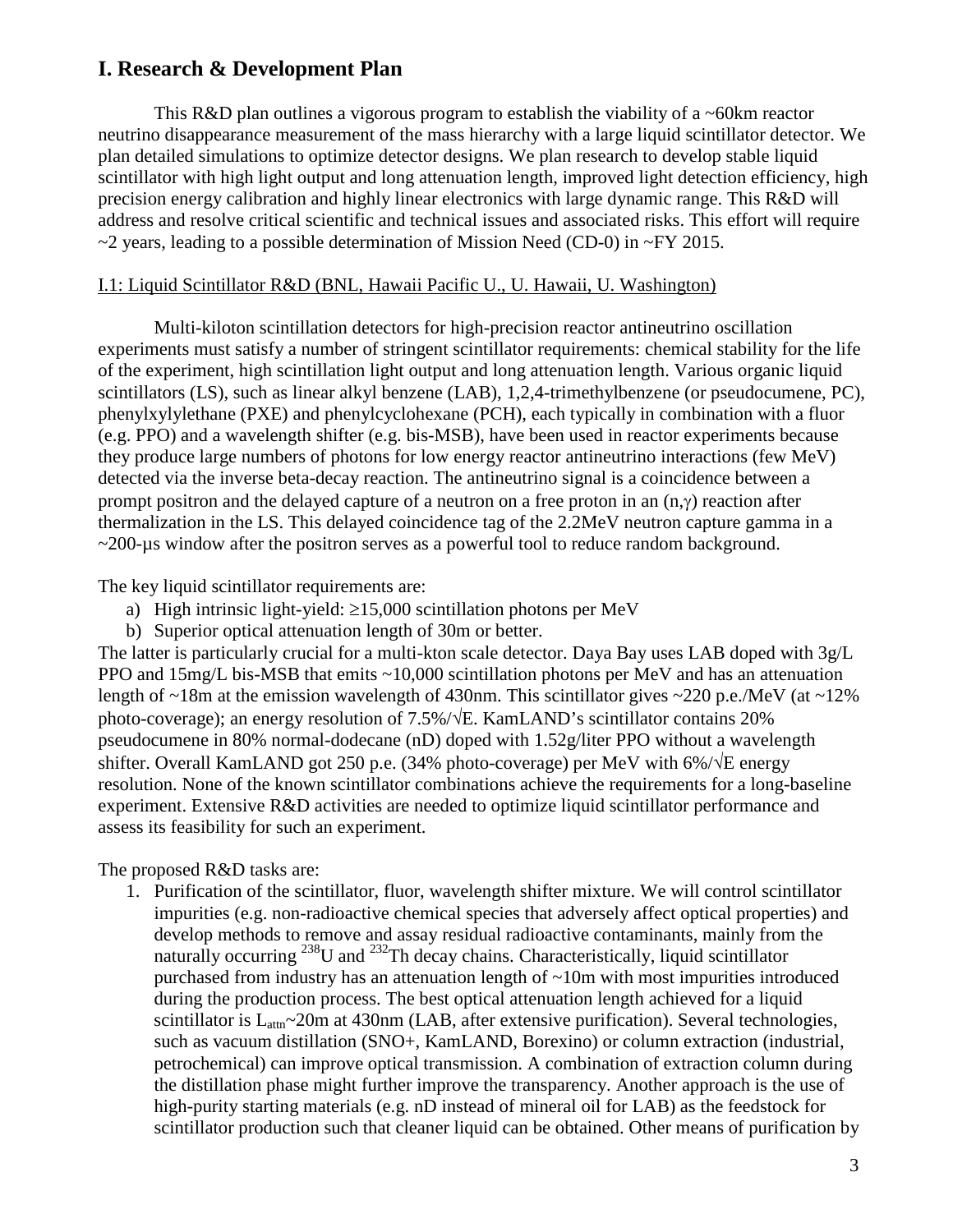## I. Research & Development Plan

This R&D plan outlines a vigorous program to establish the viability of a ~60km reactor neutrino disappearance measurement of the mass hierarchy with a large liquid scintillator detector. We plan detailed simulations to optimize detector designs. We plan research to develop stable liquid scintillator with high light output and long attenuation length, improved light detection efficiency, high precision energy calibration and highly linear electronics with large dynamic range. This R&D will address and resolve critical scientific and technical issues and associated risks. This effort will require ~2 years, leading to a possible determination of Mission Need (CD-0) in ~FY 2015.

### I.1: Liquid Scintillator R&D (BNL, Hawaii Pacific U., U. Hawaii, U. Washington)

Multi-kiloton scintillation detectors for high-precision reactor antineutrino oscillation experiments must satisfy a number of stringent scintillator requirements: chemical stability for the life of the experiment, high scintillation light output and long attenuation length. Various organic liquid scintillators (LS), such as linear alkyl benzene (LAB), 1,2,4-trimethylbenzene (or pseudocumene, PC), phenylxylylethane (PXE) and phenylcyclohexane (PCH), each typically in combination with a fluor (e.g. PPO) and a wavelength shifter (e.g. bis-MSB), have been used in reactor experiments because they produce large numbers of photons for low energy reactor antineutrino interactions (few MeV) detected via the inverse beta-decay reaction. The antineutrino signal is a coincidence between a prompt positron and the delayed capture of a neutron on a free proton in an (n,$\gamma$) reaction after thermalization in the LS. This delayed coincidence tag of the 2.2MeV neutron capture gamma in a ~200-μs window after the positron serves as a powerful tool to reduce random background.

The key liquid scintillator requirements are:

a) High intrinsic light-yield: ≥15,000 scintillation photons per MeV
b) Superior optical attenuation length of 30m or better.

The latter is particularly crucial for a multi-kton scale detector. Daya Bay uses LAB doped with 3g/L PPO and 15mg/L bis-MSB that emits ~10,000 scintillation photons per MeV and has an attenuation length of ~18m at the emission wavelength of 430nm. This scintillator gives ~220 p.e./MeV (at ~12% photo-coverage); an energy resolution of $7.5\%/\sqrt{E}$. KamLAND's scintillator contains 20% pseudocumene in 80% normal-dodecane (nD) doped with 1.52g/liter PPO without a wavelength shifter. Overall KamLAND got 250 p.e. (34% photo-coverage) per MeV with $6\%/\sqrt{E}$ energy resolution. None of the known scintillator combinations achieve the requirements for a long-baseline experiment. Extensive R&D activities are needed to optimize liquid scintillator performance and assess its feasibility for such an experiment.

The proposed R&D tasks are:

1. Purification of the scintillator, fluor, wavelength shifter mixture. We will control scintillator impurities (e.g. non-radioactive chemical species that adversely affect optical properties) and develop methods to remove and assay residual radioactive contaminants, mainly from the naturally occurring $^{238}$U and $^{232}$Th decay chains. Characteristically, liquid scintillator purchased from industry has an attenuation length of ~10m with most impurities introduced during the production process. The best optical attenuation length achieved for a liquid scintillator is $L_{attn}$~20m at 430nm (LAB, after extensive purification). Several technologies, such as vacuum distillation (SNO+, KamLAND, Borexino) or column extraction (industrial, petrochemical) can improve optical transmission. A combination of extraction column during the distillation phase might further improve the transparency. Another approach is the use of high-purity starting materials (e.g. nD instead of mineral oil for LAB) as the feedstock for scintillator production such that cleaner liquid can be obtained. Other means of purification by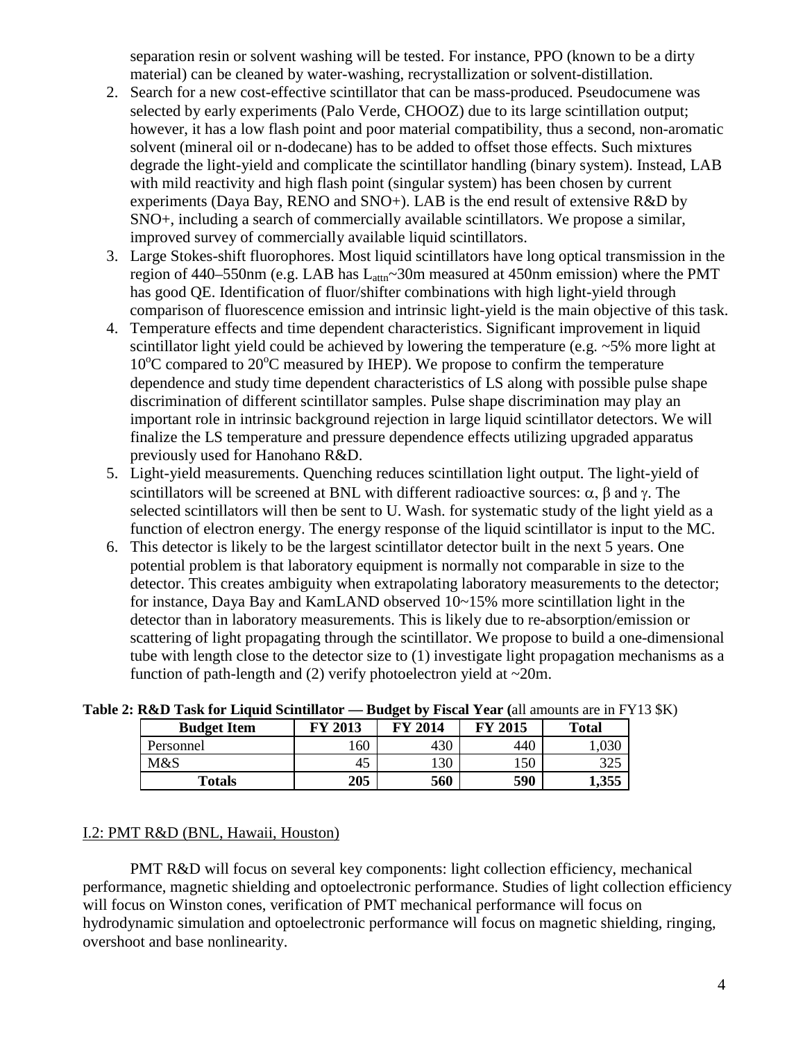separation resin or solvent washing will be tested. For instance, PPO (known to be a dirty material) can be cleaned by water-washing, recrystallization or solvent-distillation.

2. Search for a new cost-effective scintillator that can be mass-produced. Pseudocumene was selected by early experiments (Palo Verde, CHOOZ) due to its large scintillation output; however, it has a low flash point and poor material compatibility, thus a second, non-aromatic solvent (mineral oil or n-dodecane) has to be added to offset those effects. Such mixtures degrade the light-yield and complicate the scintillator handling (binary system). Instead, LAB with mild reactivity and high flash point (singular system) has been chosen by current experiments (Daya Bay, RENO and SNO+). LAB is the end result of extensive R&D by SNO+, including a search of commercially available scintillators. We propose a similar, improved survey of commercially available liquid scintillators.
3. Large Stokes-shift fluorophores. Most liquid scintillators have long optical transmission in the region of 440–550nm (e.g. LAB has $L_{attn}$~30m measured at 450nm emission) where the PMT has good QE. Identification of fluor/shifter combinations with high light-yield through comparison of fluorescence emission and intrinsic light-yield is the main objective of this task.
4. Temperature effects and time dependent characteristics. Significant improvement in liquid scintillator light yield could be achieved by lowering the temperature (e.g. ~5% more light at 10$^{o}$C compared to 20$^{o}$C measured by IHEP). We propose to confirm the temperature dependence and study time dependent characteristics of LS along with possible pulse shape discrimination of different scintillator samples. Pulse shape discrimination may play an important role in intrinsic background rejection in large liquid scintillator detectors. We will finalize the LS temperature and pressure dependence effects utilizing upgraded apparatus previously used for Hanohano R&D.
5. Light-yield measurements. Quenching reduces scintillation light output. The light-yield of scintillators will be screened at BNL with different radioactive sources: $\alpha$, $\beta$ and $\gamma$. The selected scintillators will then be sent to U. Wash. for systematic study of the light yield as a function of electron energy. The energy response of the liquid scintillator is input to the MC.
6. This detector is likely to be the largest scintillator detector built in the next 5 years. One potential problem is that laboratory equipment is normally not comparable in size to the detector. This creates ambiguity when extrapolating laboratory measurements to the detector; for instance, Daya Bay and KamLAND observed 10~15% more scintillation light in the detector than in laboratory measurements. This is likely due to re-absorption/emission or scattering of light propagating through the scintillator. We propose to build a one-dimensional tube with length close to the detector size to (1) investigate light propagation mechanisms as a function of path-length and (2) verify photoelectron yield at ~20m.

**Table 2: R&D Task for Liquid Scintillator — Budget by Fiscal Year (**all amounts are in FY13 $K)

| Budget Item | FY 2013 | FY 2014 | FY 2015 | Total |
|---|---|---|---|---|
| Personnel | 160 | 430 | 440 | 1,030 |
| M&S | 45 | 130 | 150 | 325 |
| **Totals** | **205** | **560** | **590** | **1,355** |

I.2: PMT R&D (BNL, Hawaii, Houston)

PMT R&D will focus on several key components: light collection efficiency, mechanical performance, magnetic shielding and optoelectronic performance. Studies of light collection efficiency will focus on Winston cones, verification of PMT mechanical performance will focus on hydrodynamic simulation and optoelectronic performance will focus on magnetic shielding, ringing, overshoot and base nonlinearity.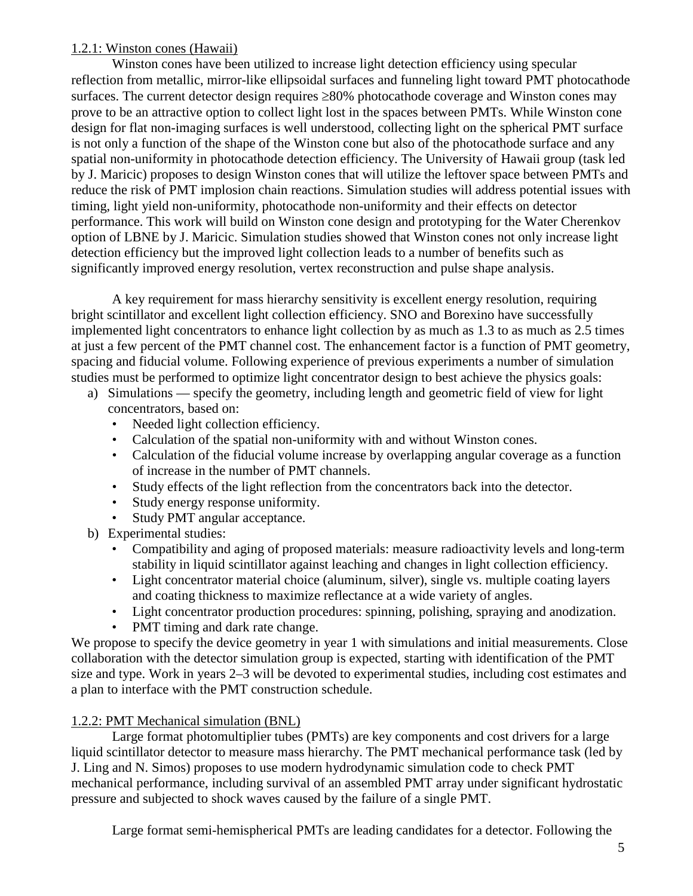### 1.2.1: Winston cones (Hawaii)

Winston cones have been utilized to increase light detection efficiency using specular reflection from metallic, mirror-like ellipsoidal surfaces and funneling light toward PMT photocathode surfaces. The current detector design requires ≥80% photocathode coverage and Winston cones may prove to be an attractive option to collect light lost in the spaces between PMTs. While Winston cone design for flat non-imaging surfaces is well understood, collecting light on the spherical PMT surface is not only a function of the shape of the Winston cone but also of the photocathode surface and any spatial non-uniformity in photocathode detection efficiency. The University of Hawaii group (task led by J. Maricic) proposes to design Winston cones that will utilize the leftover space between PMTs and reduce the risk of PMT implosion chain reactions. Simulation studies will address potential issues with timing, light yield non-uniformity, photocathode non-uniformity and their effects on detector performance. This work will build on Winston cone design and prototyping for the Water Cherenkov option of LBNE by J. Maricic. Simulation studies showed that Winston cones not only increase light detection efficiency but the improved light collection leads to a number of benefits such as significantly improved energy resolution, vertex reconstruction and pulse shape analysis.

A key requirement for mass hierarchy sensitivity is excellent energy resolution, requiring bright scintillator and excellent light collection efficiency. SNO and Borexino have successfully implemented light concentrators to enhance light collection by as much as 1.3 to as much as 2.5 times at just a few percent of the PMT channel cost. The enhancement factor is a function of PMT geometry, spacing and fiducial volume. Following experience of previous experiments a number of simulation studies must be performed to optimize light concentrator design to best achieve the physics goals:

a) Simulations — specify the geometry, including length and geometric field of view for light concentrators, based on:
   - Needed light collection efficiency.
   - Calculation of the spatial non-uniformity with and without Winston cones.
   - Calculation of the fiducial volume increase by overlapping angular coverage as a function of increase in the number of PMT channels.
   - Study effects of the light reflection from the concentrators back into the detector.
   - Study energy response uniformity.
   - Study PMT angular acceptance.

b) Experimental studies:
   - Compatibility and aging of proposed materials: measure radioactivity levels and long-term stability in liquid scintillator against leaching and changes in light collection efficiency.
   - Light concentrator material choice (aluminum, silver), single vs. multiple coating layers and coating thickness to maximize reflectance at a wide variety of angles.
   - Light concentrator production procedures: spinning, polishing, spraying and anodization.
   - PMT timing and dark rate change.

We propose to specify the device geometry in year 1 with simulations and initial measurements. Close collaboration with the detector simulation group is expected, starting with identification of the PMT size and type. Work in years 2–3 will be devoted to experimental studies, including cost estimates and a plan to interface with the PMT construction schedule.

### 1.2.2: PMT Mechanical simulation (BNL)

Large format photomultiplier tubes (PMTs) are key components and cost drivers for a large liquid scintillator detector to measure mass hierarchy. The PMT mechanical performance task (led by J. Ling and N. Simos) proposes to use modern hydrodynamic simulation code to check PMT mechanical performance, including survival of an assembled PMT array under significant hydrostatic pressure and subjected to shock waves caused by the failure of a single PMT.

Large format semi-hemispherical PMTs are leading candidates for a detector. Following the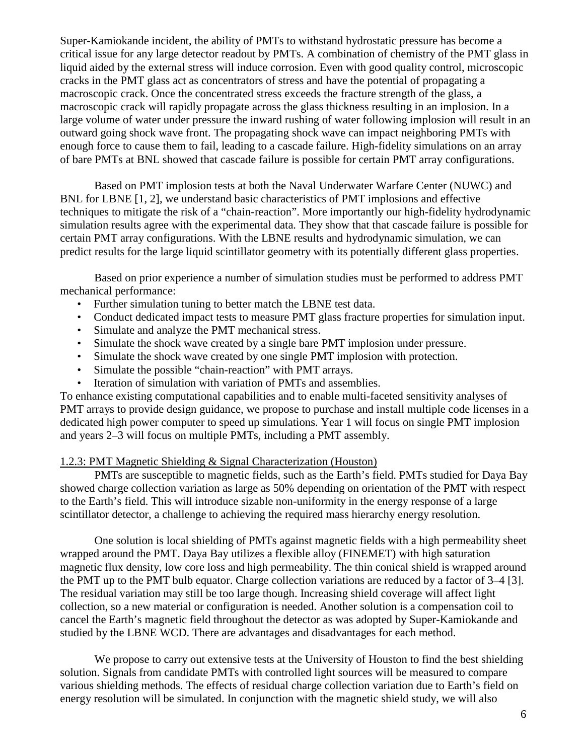Super-Kamiokande incident, the ability of PMTs to withstand hydrostatic pressure has become a critical issue for any large detector readout by PMTs. A combination of chemistry of the PMT glass in liquid aided by the external stress will induce corrosion. Even with good quality control, microscopic cracks in the PMT glass act as concentrators of stress and have the potential of propagating a macroscopic crack. Once the concentrated stress exceeds the fracture strength of the glass, a macroscopic crack will rapidly propagate across the glass thickness resulting in an implosion. In a large volume of water under pressure the inward rushing of water following implosion will result in an outward going shock wave front. The propagating shock wave can impact neighboring PMTs with enough force to cause them to fail, leading to a cascade failure. High-fidelity simulations on an array of bare PMTs at BNL showed that cascade failure is possible for certain PMT array configurations.

Based on PMT implosion tests at both the Naval Underwater Warfare Center (NUWC) and BNL for LBNE [1, 2], we understand basic characteristics of PMT implosions and effective techniques to mitigate the risk of a "chain-reaction". More importantly our high-fidelity hydrodynamic simulation results agree with the experimental data. They show that that cascade failure is possible for certain PMT array configurations. With the LBNE results and hydrodynamic simulation, we can predict results for the large liquid scintillator geometry with its potentially different glass properties.

Based on prior experience a number of simulation studies must be performed to address PMT mechanical performance:

- Further simulation tuning to better match the LBNE test data.
- Conduct dedicated impact tests to measure PMT glass fracture properties for simulation input.
- Simulate and analyze the PMT mechanical stress.
- Simulate the shock wave created by a single bare PMT implosion under pressure.
- Simulate the shock wave created by one single PMT implosion with protection.
- Simulate the possible "chain-reaction" with PMT arrays.
- Iteration of simulation with variation of PMTs and assemblies.

To enhance existing computational capabilities and to enable multi-faceted sensitivity analyses of PMT arrays to provide design guidance, we propose to purchase and install multiple code licenses in a dedicated high power computer to speed up simulations. Year 1 will focus on single PMT implosion and years 2–3 will focus on multiple PMTs, including a PMT assembly.

### 1.2.3: PMT Magnetic Shielding & Signal Characterization (Houston)

PMTs are susceptible to magnetic fields, such as the Earth's field. PMTs studied for Daya Bay showed charge collection variation as large as 50% depending on orientation of the PMT with respect to the Earth's field. This will introduce sizable non-uniformity in the energy response of a large scintillator detector, a challenge to achieving the required mass hierarchy energy resolution.

One solution is local shielding of PMTs against magnetic fields with a high permeability sheet wrapped around the PMT. Daya Bay utilizes a flexible alloy (FINEMET) with high saturation magnetic flux density, low core loss and high permeability. The thin conical shield is wrapped around the PMT up to the PMT bulb equator. Charge collection variations are reduced by a factor of 3–4 [3]. The residual variation may still be too large though. Increasing shield coverage will affect light collection, so a new material or configuration is needed. Another solution is a compensation coil to cancel the Earth's magnetic field throughout the detector as was adopted by Super-Kamiokande and studied by the LBNE WCD. There are advantages and disadvantages for each method.

We propose to carry out extensive tests at the University of Houston to find the best shielding solution. Signals from candidate PMTs with controlled light sources will be measured to compare various shielding methods. The effects of residual charge collection variation due to Earth's field on energy resolution will be simulated. In conjunction with the magnetic shield study, we will also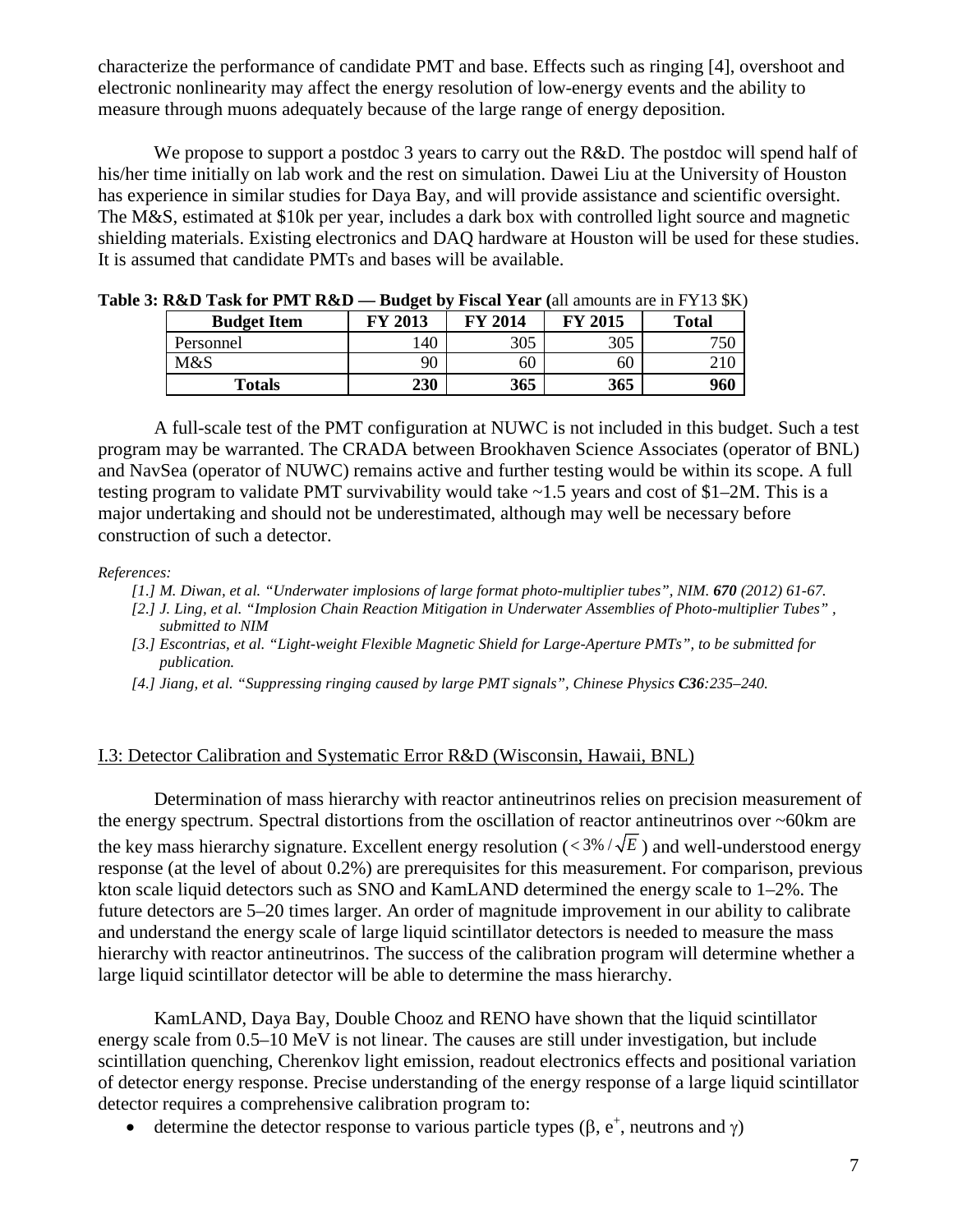characterize the performance of candidate PMT and base. Effects such as ringing [4], overshoot and electronic nonlinearity may affect the energy resolution of low-energy events and the ability to measure through muons adequately because of the large range of energy deposition.

We propose to support a postdoc 3 years to carry out the R&D. The postdoc will spend half of his/her time initially on lab work and the rest on simulation. Dawei Liu at the University of Houston has experience in similar studies for Daya Bay, and will provide assistance and scientific oversight. The M&S, estimated at $10k per year, includes a dark box with controlled light source and magnetic shielding materials. Existing electronics and DAQ hardware at Houston will be used for these studies. It is assumed that candidate PMTs and bases will be available.

**Table 3: R&D Task for PMT R&D — Budget by Fiscal Year (**all amounts are in FY13 $K)

| Budget Item | FY 2013 | FY 2014 | FY 2015 | Total |
|---|---|---|---|---|
| Personnel | 140 | 305 | 305 | 750 |
| M&S | 90 | 60 | 60 | 210 |
| **Totals** | **230** | **365** | **365** | **960** |

A full-scale test of the PMT configuration at NUWC is not included in this budget. Such a test program may be warranted. The CRADA between Brookhaven Science Associates (operator of BNL) and NavSea (operator of NUWC) remains active and further testing would be within its scope. A full testing program to validate PMT survivability would take ~1.5 years and cost of $1–2M. This is a major undertaking and should not be underestimated, although may well be necessary before construction of such a detector.

*References:*

- *[1.] M. Diwan, et al. “Underwater implosions of large format photo-multiplier tubes”, NIM. **670** (2012) 61-67.*
- *[2.] J. Ling, et al. “Implosion Chain Reaction Mitigation in Underwater Assemblies of Photo-multiplier Tubes” , submitted to NIM*
- *[3.] Escontrias, et al. “Light-weight Flexible Magnetic Shield for Large-Aperture PMTs”, to be submitted for publication.*
- *[4.] Jiang, et al. “Suppressing ringing caused by large PMT signals”, Chinese Physics **C36**:235–240.*

## I.3: Detector Calibration and Systematic Error R&D (Wisconsin, Hawaii, BNL)

Determination of mass hierarchy with reactor antineutrinos relies on precision measurement of the energy spectrum. Spectral distortions from the oscillation of reactor antineutrinos over ~60km are the key mass hierarchy signature. Excellent energy resolution ($< 3\% / \sqrt{E}$) and well-understood energy response (at the level of about 0.2%) are prerequisites for this measurement. For comparison, previous kton scale liquid detectors such as SNO and KamLAND determined the energy scale to 1–2%. The future detectors are 5–20 times larger. An order of magnitude improvement in our ability to calibrate and understand the energy scale of large liquid scintillator detectors is needed to measure the mass hierarchy with reactor antineutrinos. The success of the calibration program will determine whether a large liquid scintillator detector will be able to determine the mass hierarchy.

KamLAND, Daya Bay, Double Chooz and RENO have shown that the liquid scintillator energy scale from 0.5–10 MeV is not linear. The causes are still under investigation, but include scintillation quenching, Cherenkov light emission, readout electronics effects and positional variation of detector energy response. Precise understanding of the energy response of a large liquid scintillator detector requires a comprehensive calibration program to:

- determine the detector response to various particle types ($\beta$, $e^+$, neutrons and $\gamma$)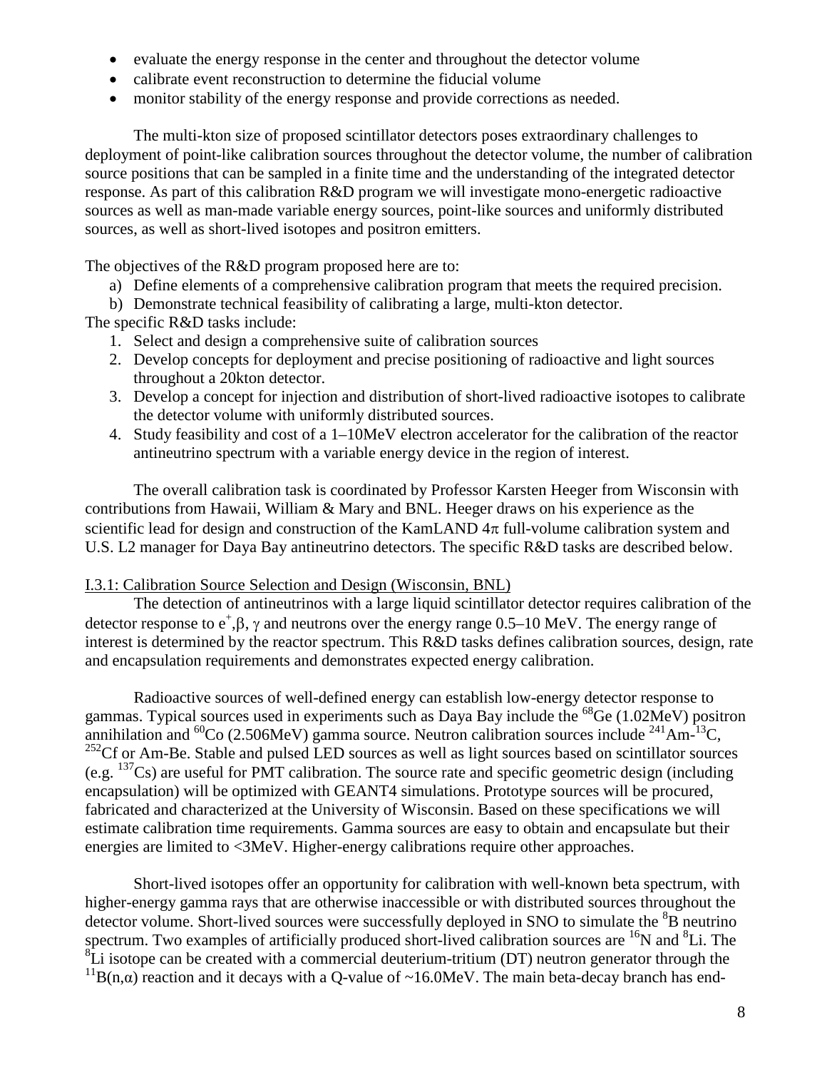- evaluate the energy response in the center and throughout the detector volume
- calibrate event reconstruction to determine the fiducial volume
- monitor stability of the energy response and provide corrections as needed.

The multi-kton size of proposed scintillator detectors poses extraordinary challenges to deployment of point-like calibration sources throughout the detector volume, the number of calibration source positions that can be sampled in a finite time and the understanding of the integrated detector response. As part of this calibration R&D program we will investigate mono-energetic radioactive sources as well as man-made variable energy sources, point-like sources and uniformly distributed sources, as well as short-lived isotopes and positron emitters.

The objectives of the R&D program proposed here are to:

a) Define elements of a comprehensive calibration program that meets the required precision.
b) Demonstrate technical feasibility of calibrating a large, multi-kton detector.

The specific R&D tasks include:

1. Select and design a comprehensive suite of calibration sources
2. Develop concepts for deployment and precise positioning of radioactive and light sources throughout a 20kton detector.
3. Develop a concept for injection and distribution of short-lived radioactive isotopes to calibrate the detector volume with uniformly distributed sources.
4. Study feasibility and cost of a 1–10MeV electron accelerator for the calibration of the reactor antineutrino spectrum with a variable energy device in the region of interest.

The overall calibration task is coordinated by Professor Karsten Heeger from Wisconsin with contributions from Hawaii, William & Mary and BNL. Heeger draws on his experience as the scientific lead for design and construction of the KamLAND $4\pi$ full-volume calibration system and U.S. L2 manager for Daya Bay antineutrino detectors. The specific R&D tasks are described below.

I.3.1: Calibration Source Selection and Design (Wisconsin, BNL)

The detection of antineutrinos with a large liquid scintillator detector requires calibration of the detector response to $e^+$,$\beta$, $\gamma$ and neutrons over the energy range 0.5–10 MeV. The energy range of interest is determined by the reactor spectrum. This R&D tasks defines calibration sources, design, rate and encapsulation requirements and demonstrates expected energy calibration.

Radioactive sources of well-defined energy can establish low-energy detector response to gammas. Typical sources used in experiments such as Daya Bay include the $^{68}$Ge (1.02MeV) positron annihilation and $^{60}$Co (2.506MeV) gamma source. Neutron calibration sources include $^{241}$Am-$^{13}$C, $^{252}$Cf or Am-Be. Stable and pulsed LED sources as well as light sources based on scintillator sources (e.g. $^{137}$Cs) are useful for PMT calibration. The source rate and specific geometric design (including encapsulation) will be optimized with GEANT4 simulations. Prototype sources will be procured, fabricated and characterized at the University of Wisconsin. Based on these specifications we will estimate calibration time requirements. Gamma sources are easy to obtain and encapsulate but their energies are limited to <3MeV. Higher-energy calibrations require other approaches.

Short-lived isotopes offer an opportunity for calibration with well-known beta spectrum, with higher-energy gamma rays that are otherwise inaccessible or with distributed sources throughout the detector volume. Short-lived sources were successfully deployed in SNO to simulate the $^{8}$B neutrino spectrum. Two examples of artificially produced short-lived calibration sources are $^{16}$N and $^{8}$Li. The $^{8}$Li isotope can be created with a commercial deuterium-tritium (DT) neutron generator through the $^{11}$B(n,$\alpha$) reaction and it decays with a Q-value of ~16.0MeV. The main beta-decay branch has end-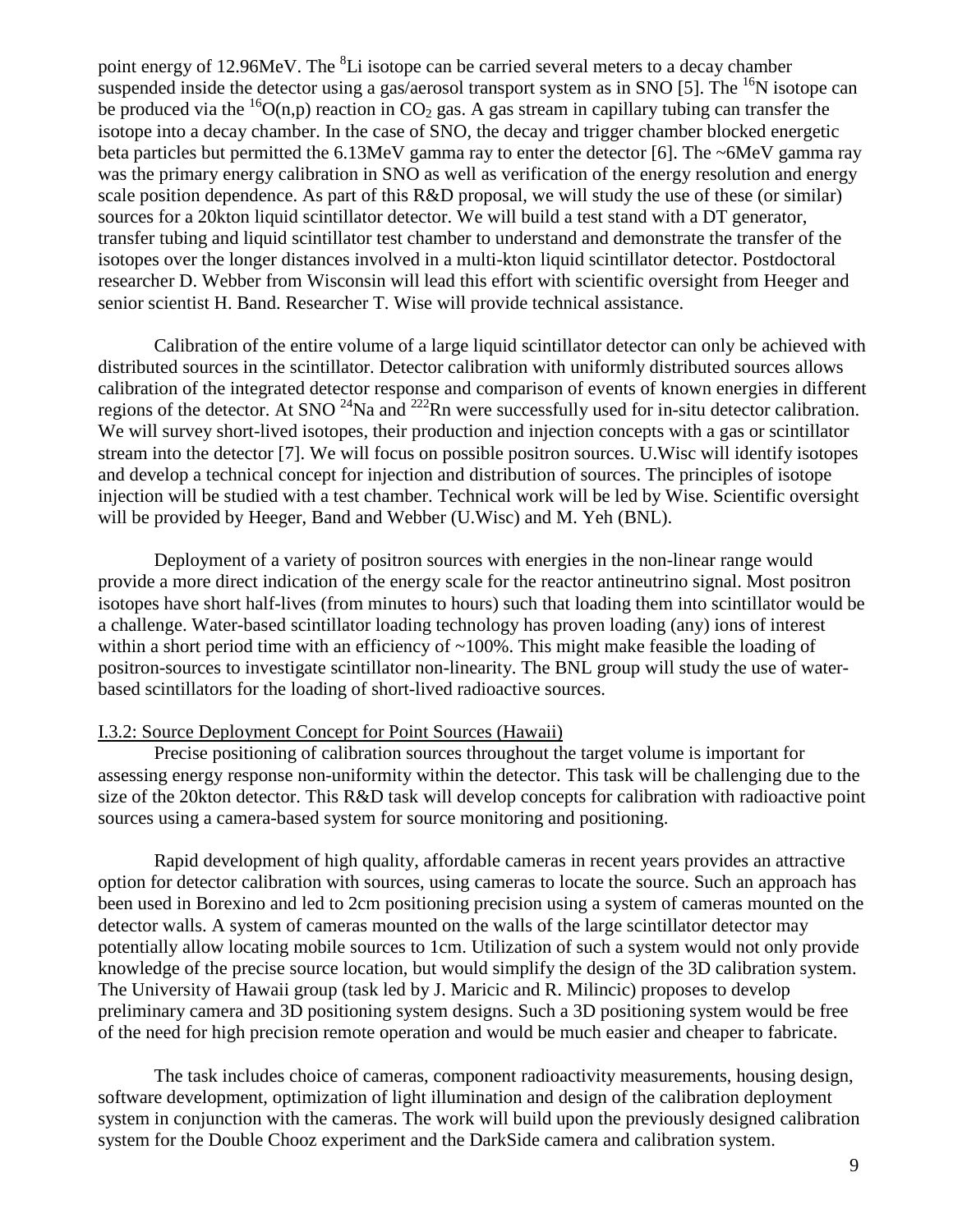point energy of 12.96MeV. The $^{8}Li$ isotope can be carried several meters to a decay chamber suspended inside the detector using a gas/aerosol transport system as in SNO [5]. The $^{16}N$ isotope can be produced via the $^{16}O(n,p)$ reaction in $CO_2$ gas. A gas stream in capillary tubing can transfer the isotope into a decay chamber. In the case of SNO, the decay and trigger chamber blocked energetic beta particles but permitted the 6.13MeV gamma ray to enter the detector [6]. The ~6MeV gamma ray was the primary energy calibration in SNO as well as verification of the energy resolution and energy scale position dependence. As part of this R&D proposal, we will study the use of these (or similar) sources for a 20kton liquid scintillator detector. We will build a test stand with a DT generator, transfer tubing and liquid scintillator test chamber to understand and demonstrate the transfer of the isotopes over the longer distances involved in a multi-kton liquid scintillator detector. Postdoctoral researcher D. Webber from Wisconsin will lead this effort with scientific oversight from Heeger and senior scientist H. Band. Researcher T. Wise will provide technical assistance.

Calibration of the entire volume of a large liquid scintillator detector can only be achieved with distributed sources in the scintillator. Detector calibration with uniformly distributed sources allows calibration of the integrated detector response and comparison of events of known energies in different regions of the detector. At SNO $^{24}Na$ and $^{222}Rn$ were successfully used for in-situ detector calibration. We will survey short-lived isotopes, their production and injection concepts with a gas or scintillator stream into the detector [7]. We will focus on possible positron sources. U.Wisc will identify isotopes and develop a technical concept for injection and distribution of sources. The principles of isotope injection will be studied with a test chamber. Technical work will be led by Wise. Scientific oversight will be provided by Heeger, Band and Webber (U.Wisc) and M. Yeh (BNL).

Deployment of a variety of positron sources with energies in the non-linear range would provide a more direct indication of the energy scale for the reactor antineutrino signal. Most positron isotopes have short half-lives (from minutes to hours) such that loading them into scintillator would be a challenge. Water-based scintillator loading technology has proven loading (any) ions of interest within a short period time with an efficiency of ~100%. This might make feasible the loading of positron-sources to investigate scintillator non-linearity. The BNL group will study the use of water-based scintillators for the loading of short-lived radioactive sources.

### I.3.2: Source Deployment Concept for Point Sources (Hawaii)

Precise positioning of calibration sources throughout the target volume is important for assessing energy response non-uniformity within the detector. This task will be challenging due to the size of the 20kton detector. This R&D task will develop concepts for calibration with radioactive point sources using a camera-based system for source monitoring and positioning.

Rapid development of high quality, affordable cameras in recent years provides an attractive option for detector calibration with sources, using cameras to locate the source. Such an approach has been used in Borexino and led to 2cm positioning precision using a system of cameras mounted on the detector walls. A system of cameras mounted on the walls of the large scintillator detector may potentially allow locating mobile sources to 1cm. Utilization of such a system would not only provide knowledge of the precise source location, but would simplify the design of the 3D calibration system. The University of Hawaii group (task led by J. Maricic and R. Milincic) proposes to develop preliminary camera and 3D positioning system designs. Such a 3D positioning system would be free of the need for high precision remote operation and would be much easier and cheaper to fabricate.

The task includes choice of cameras, component radioactivity measurements, housing design, software development, optimization of light illumination and design of the calibration deployment system in conjunction with the cameras. The work will build upon the previously designed calibration system for the Double Chooz experiment and the DarkSide camera and calibration system.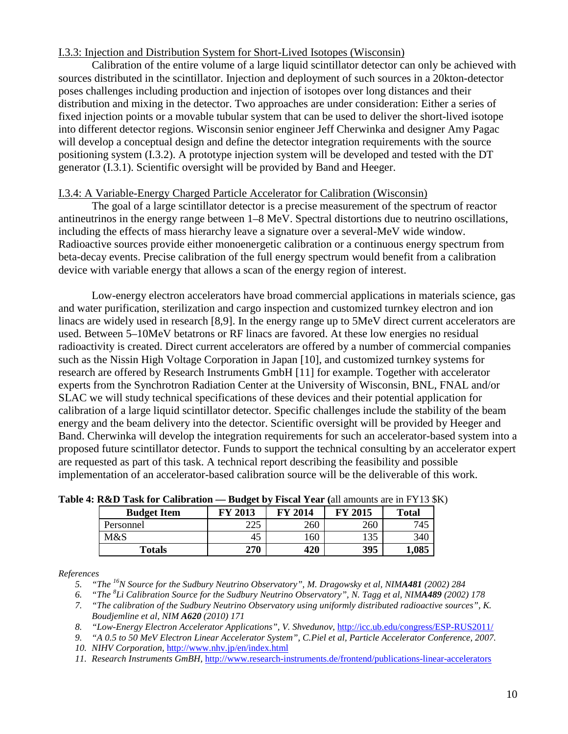I.3.3: Injection and Distribution System for Short-Lived Isotopes (Wisconsin)

Calibration of the entire volume of a large liquid scintillator detector can only be achieved with sources distributed in the scintillator. Injection and deployment of such sources in a 20kton-detector poses challenges including production and injection of isotopes over long distances and their distribution and mixing in the detector. Two approaches are under consideration: Either a series of fixed injection points or a movable tubular system that can be used to deliver the short-lived isotope into different detector regions. Wisconsin senior engineer Jeff Cherwinka and designer Amy Pagac will develop a conceptual design and define the detector integration requirements with the source positioning system (I.3.2). A prototype injection system will be developed and tested with the DT generator (I.3.1). Scientific oversight will be provided by Band and Heeger.

I.3.4: A Variable-Energy Charged Particle Accelerator for Calibration (Wisconsin)

The goal of a large scintillator detector is a precise measurement of the spectrum of reactor antineutrinos in the energy range between 1–8 MeV. Spectral distortions due to neutrino oscillations, including the effects of mass hierarchy leave a signature over a several-MeV wide window. Radioactive sources provide either monoenergetic calibration or a continuous energy spectrum from beta-decay events. Precise calibration of the full energy spectrum would benefit from a calibration device with variable energy that allows a scan of the energy region of interest.

Low-energy electron accelerators have broad commercial applications in materials science, gas and water purification, sterilization and cargo inspection and customized turnkey electron and ion linacs are widely used in research [8,9]. In the energy range up to 5MeV direct current accelerators are used. Between 5–10MeV betatrons or RF linacs are favored. At these low energies no residual radioactivity is created. Direct current accelerators are offered by a number of commercial companies such as the Nissin High Voltage Corporation in Japan [10], and customized turnkey systems for research are offered by Research Instruments GmbH [11] for example. Together with accelerator experts from the Synchrotron Radiation Center at the University of Wisconsin, BNL, FNAL and/or SLAC we will study technical specifications of these devices and their potential application for calibration of a large liquid scintillator detector. Specific challenges include the stability of the beam energy and the beam delivery into the detector. Scientific oversight will be provided by Heeger and Band. Cherwinka will develop the integration requirements for such an accelerator-based system into a proposed future scintillator detector. Funds to support the technical consulting by an accelerator expert are requested as part of this task. A technical report describing the feasibility and possible implementation of an accelerator-based calibration source will be the deliverable of this work.

**Table 4: R&D Task for Calibration — Budget by Fiscal Year (**all amounts are in FY13 $K)

| Budget Item | FY 2013 | FY 2014 | FY 2015 | Total |
|---|---|---|---|---|
| Personnel | 225 | 260 | 260 | 745 |
| M&S | 45 | 160 | 135 | 340 |
| **Totals** | **270** | **420** | **395** | **1,085** |

*References*

5. *"The $^{16}N$ Source for the Sudbury Neutrino Observatory", M. Dragowsky et al, NIM**A481** (2002) 284*
6. *"The $^{8}Li$ Calibration Source for the Sudbury Neutrino Observatory", N. Tagg et al, NIM**A489** (2002) 178*
7. *"The calibration of the Sudbury Neutrino Observatory using uniformly distributed radioactive sources", K. Boudjemline et al, NIM **A620** (2010) 171*
8. *"Low-Energy Electron Accelerator Applications", V. Shvedunov,* http://icc.ub.edu/congress/ESP-RUS2011/
9. *"A 0.5 to 50 MeV Electron Linear Accelerator System", C.Piel et al, Particle Accelerator Conference, 2007.*
10. *NIHV Corporation,* http://www.nhv.jp/en/index.html
11. *Research Instruments GmBH,* http://www.research-instruments.de/frontend/publications-linear-accelerators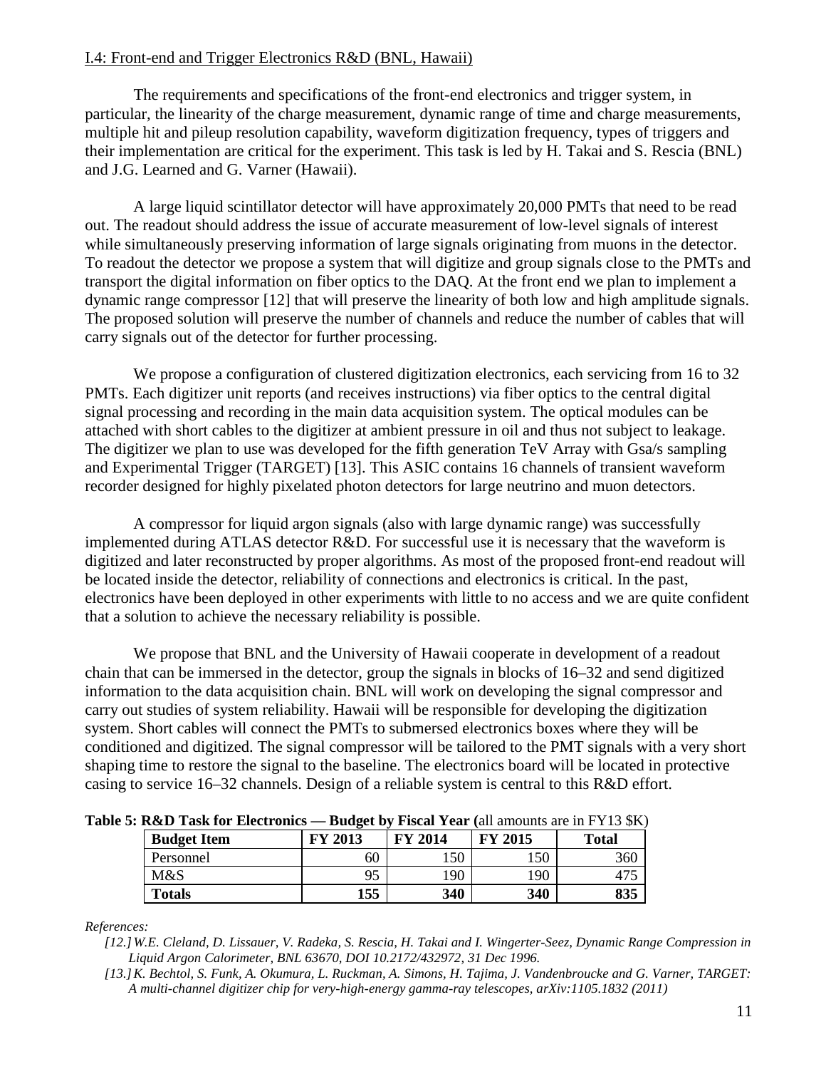## I.4: Front-end and Trigger Electronics R&D (BNL, Hawaii)

The requirements and specifications of the front-end electronics and trigger system, in particular, the linearity of the charge measurement, dynamic range of time and charge measurements, multiple hit and pileup resolution capability, waveform digitization frequency, types of triggers and their implementation are critical for the experiment. This task is led by H. Takai and S. Rescia (BNL) and J.G. Learned and G. Varner (Hawaii).

A large liquid scintillator detector will have approximately 20,000 PMTs that need to be read out. The readout should address the issue of accurate measurement of low-level signals of interest while simultaneously preserving information of large signals originating from muons in the detector. To readout the detector we propose a system that will digitize and group signals close to the PMTs and transport the digital information on fiber optics to the DAQ. At the front end we plan to implement a dynamic range compressor [12] that will preserve the linearity of both low and high amplitude signals. The proposed solution will preserve the number of channels and reduce the number of cables that will carry signals out of the detector for further processing.

We propose a configuration of clustered digitization electronics, each servicing from 16 to 32 PMTs. Each digitizer unit reports (and receives instructions) via fiber optics to the central digital signal processing and recording in the main data acquisition system. The optical modules can be attached with short cables to the digitizer at ambient pressure in oil and thus not subject to leakage. The digitizer we plan to use was developed for the fifth generation TeV Array with Gsa/s sampling and Experimental Trigger (TARGET) [13]. This ASIC contains 16 channels of transient waveform recorder designed for highly pixelated photon detectors for large neutrino and muon detectors.

A compressor for liquid argon signals (also with large dynamic range) was successfully implemented during ATLAS detector R&D. For successful use it is necessary that the waveform is digitized and later reconstructed by proper algorithms. As most of the proposed front-end readout will be located inside the detector, reliability of connections and electronics is critical. In the past, electronics have been deployed in other experiments with little to no access and we are quite confident that a solution to achieve the necessary reliability is possible.

We propose that BNL and the University of Hawaii cooperate in development of a readout chain that can be immersed in the detector, group the signals in blocks of 16–32 and send digitized information to the data acquisition chain. BNL will work on developing the signal compressor and carry out studies of system reliability. Hawaii will be responsible for developing the digitization system. Short cables will connect the PMTs to submersed electronics boxes where they will be conditioned and digitized. The signal compressor will be tailored to the PMT signals with a very short shaping time to restore the signal to the baseline. The electronics board will be located in protective casing to service 16–32 channels. Design of a reliable system is central to this R&D effort.

**Table 5: R&D Task for Electronics — Budget by Fiscal Year (**all amounts are in FY13 $K)

| **Budget Item** | **FY 2013** | **FY 2014** | **FY 2015** | **Total** |
|---|---|---|---|---|
| Personnel | 60 | 150 | 150 | 360 |
| M&S | 95 | 190 | 190 | 475 |
| **Totals** | **155** | **340** | **340** | **835** |

*References:*

*[12.] W.E. Cleland, D. Lissauer, V. Radeka, S. Rescia, H. Takai and I. Wingerter-Seez, Dynamic Range Compression in Liquid Argon Calorimeter, BNL 63670, DOI 10.2172/432972, 31 Dec 1996.*

*[13.] K. Bechtol, S. Funk, A. Okumura, L. Ruckman, A. Simons, H. Tajima, J. Vandenbroucke and G. Varner, TARGET: A multi-channel digitizer chip for very-high-energy gamma-ray telescopes, arXiv:1105.1832 (2011)*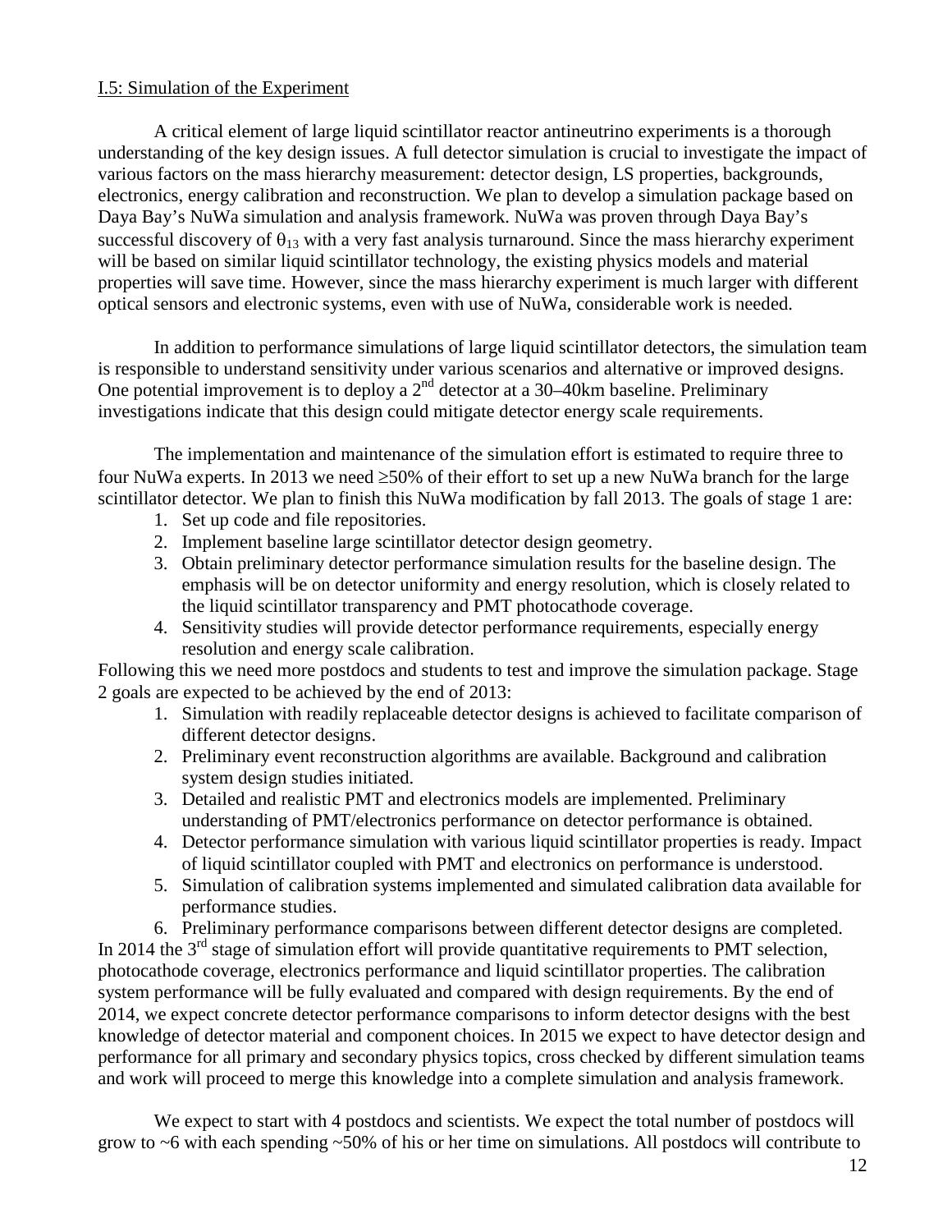I.5: Simulation of the Experiment

A critical element of large liquid scintillator reactor antineutrino experiments is a thorough understanding of the key design issues. A full detector simulation is crucial to investigate the impact of various factors on the mass hierarchy measurement: detector design, LS properties, backgrounds, electronics, energy calibration and reconstruction. We plan to develop a simulation package based on Daya Bay's NuWa simulation and analysis framework. NuWa was proven through Daya Bay's successful discovery of $\theta_{13}$ with a very fast analysis turnaround. Since the mass hierarchy experiment will be based on similar liquid scintillator technology, the existing physics models and material properties will save time. However, since the mass hierarchy experiment is much larger with different optical sensors and electronic systems, even with use of NuWa, considerable work is needed.

In addition to performance simulations of large liquid scintillator detectors, the simulation team is responsible to understand sensitivity under various scenarios and alternative or improved designs. One potential improvement is to deploy a 2nd detector at a 30–40km baseline. Preliminary investigations indicate that this design could mitigate detector energy scale requirements.

The implementation and maintenance of the simulation effort is estimated to require three to four NuWa experts. In 2013 we need ≥50% of their effort to set up a new NuWa branch for the large scintillator detector. We plan to finish this NuWa modification by fall 2013. The goals of stage 1 are:

1. Set up code and file repositories.
2. Implement baseline large scintillator detector design geometry.
3. Obtain preliminary detector performance simulation results for the baseline design. The emphasis will be on detector uniformity and energy resolution, which is closely related to the liquid scintillator transparency and PMT photocathode coverage.
4. Sensitivity studies will provide detector performance requirements, especially energy resolution and energy scale calibration.

Following this we need more postdocs and students to test and improve the simulation package. Stage 2 goals are expected to be achieved by the end of 2013:

1. Simulation with readily replaceable detector designs is achieved to facilitate comparison of different detector designs.
2. Preliminary event reconstruction algorithms are available. Background and calibration system design studies initiated.
3. Detailed and realistic PMT and electronics models are implemented. Preliminary understanding of PMT/electronics performance on detector performance is obtained.
4. Detector performance simulation with various liquid scintillator properties is ready. Impact of liquid scintillator coupled with PMT and electronics on performance is understood.
5. Simulation of calibration systems implemented and simulated calibration data available for performance studies.
6. Preliminary performance comparisons between different detector designs are completed.

In 2014 the 3rd stage of simulation effort will provide quantitative requirements to PMT selection, photocathode coverage, electronics performance and liquid scintillator properties. The calibration system performance will be fully evaluated and compared with design requirements. By the end of 2014, we expect concrete detector performance comparisons to inform detector designs with the best knowledge of detector material and component choices. In 2015 we expect to have detector design and performance for all primary and secondary physics topics, cross checked by different simulation teams and work will proceed to merge this knowledge into a complete simulation and analysis framework.

We expect to start with 4 postdocs and scientists. We expect the total number of postdocs will grow to ~6 with each spending ~50% of his or her time on simulations. All postdocs will contribute to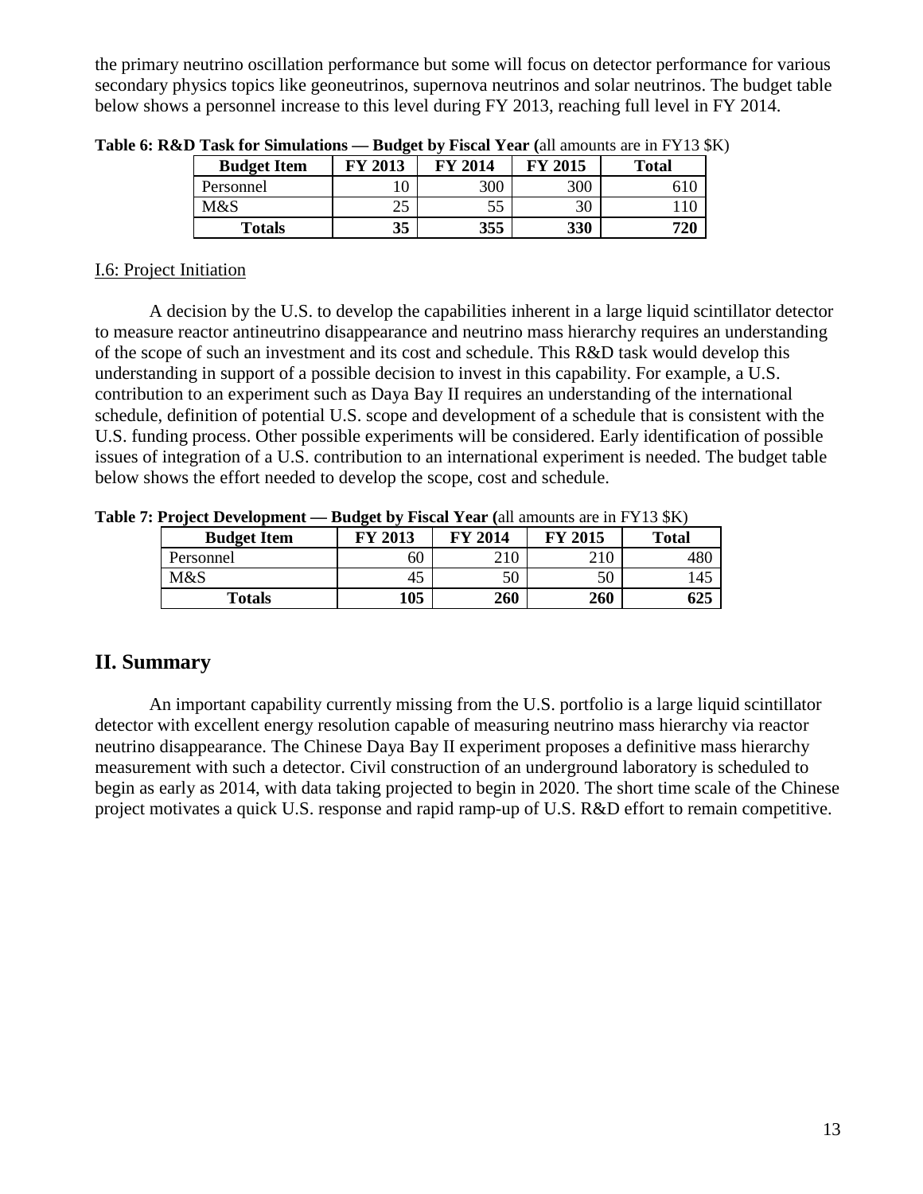the primary neutrino oscillation performance but some will focus on detector performance for various secondary physics topics like geoneutrinos, supernova neutrinos and solar neutrinos. The budget table below shows a personnel increase to this level during FY 2013, reaching full level in FY 2014.

**Table 6: R&D Task for Simulations — Budget by Fiscal Year (**all amounts are in FY13 $K)

| Budget Item | FY 2013 | FY 2014 | FY 2015 | Total |
|---|---|---|---|---|
| Personnel | 10 | 300 | 300 | 610 |
| M&S | 25 | 55 | 30 | 110 |
| **Totals** | **35** | **355** | **330** | **720** |

I.6: Project Initiation

A decision by the U.S. to develop the capabilities inherent in a large liquid scintillator detector to measure reactor antineutrino disappearance and neutrino mass hierarchy requires an understanding of the scope of such an investment and its cost and schedule. This R&D task would develop this understanding in support of a possible decision to invest in this capability. For example, a U.S. contribution to an experiment such as Daya Bay II requires an understanding of the international schedule, definition of potential U.S. scope and development of a schedule that is consistent with the U.S. funding process. Other possible experiments will be considered. Early identification of possible issues of integration of a U.S. contribution to an international experiment is needed. The budget table below shows the effort needed to develop the scope, cost and schedule.

**Table 7: Project Development — Budget by Fiscal Year (**all amounts are in FY13 $K)

| Budget Item | FY 2013 | FY 2014 | FY 2015 | Total |
|---|---|---|---|---|
| Personnel | 60 | 210 | 210 | 480 |
| M&S | 45 | 50 | 50 | 145 |
| **Totals** | **105** | **260** | **260** | **625** |

## II. Summary

An important capability currently missing from the U.S. portfolio is a large liquid scintillator detector with excellent energy resolution capable of measuring neutrino mass hierarchy via reactor neutrino disappearance. The Chinese Daya Bay II experiment proposes a definitive mass hierarchy measurement with such a detector. Civil construction of an underground laboratory is scheduled to begin as early as 2014, with data taking projected to begin in 2020. The short time scale of the Chinese project motivates a quick U.S. response and rapid ramp-up of U.S. R&D effort to remain competitive.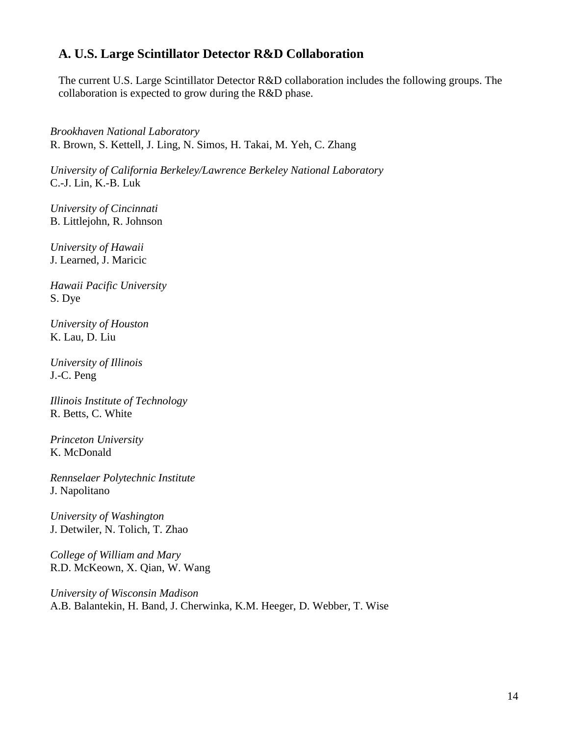## A. U.S. Large Scintillator Detector R&D Collaboration

The current U.S. Large Scintillator Detector R&D collaboration includes the following groups. The collaboration is expected to grow during the R&D phase.

*Brookhaven National Laboratory*
R. Brown, S. Kettell, J. Ling, N. Simos, H. Takai, M. Yeh, C. Zhang

*University of California Berkeley/Lawrence Berkeley National Laboratory*
C.-J. Lin, K.-B. Luk

*University of Cincinnati*
B. Littlejohn, R. Johnson

*University of Hawaii*
J. Learned, J. Maricic

*Hawaii Pacific University*
S. Dye

*University of Houston*
K. Lau, D. Liu

*University of Illinois*
J.-C. Peng

*Illinois Institute of Technology*
R. Betts, C. White

*Princeton University*
K. McDonald

*Rennselaer Polytechnic Institute*
J. Napolitano

*University of Washington*
J. Detwiler, N. Tolich, T. Zhao

*College of William and Mary*
R.D. McKeown, X. Qian, W. Wang

*University of Wisconsin Madison*
A.B. Balantekin, H. Band, J. Cherwinka, K.M. Heeger, D. Webber, T. Wise